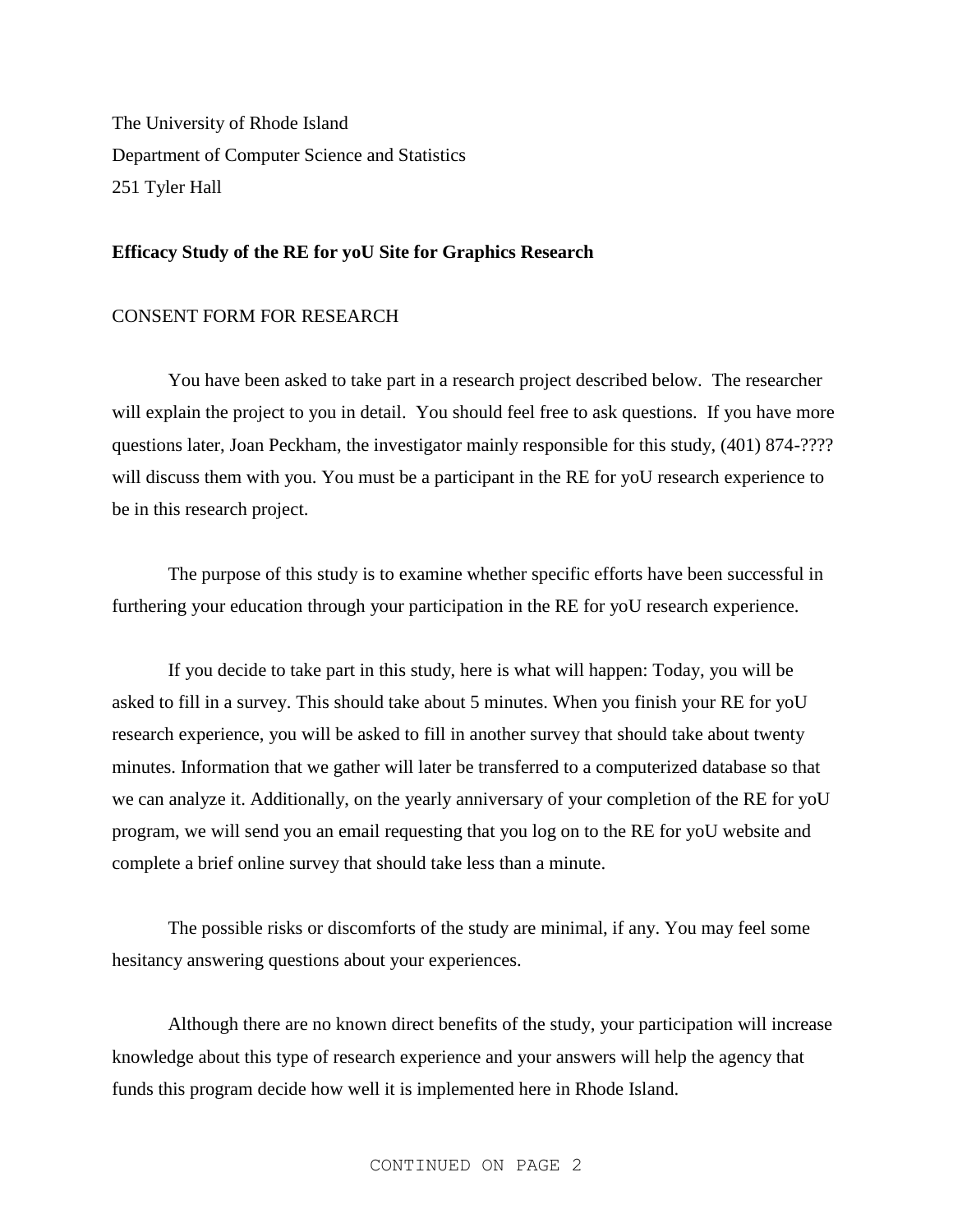The University of Rhode Island
Department of Computer Science and Statistics
251 Tyler Hall

**Efficacy Study of the RE for yoU Site for Graphics Research**

CONSENT FORM FOR RESEARCH

You have been asked to take part in a research project described below. The researcher will explain the project to you in detail. You should feel free to ask questions. If you have more questions later, Joan Peckham, the investigator mainly responsible for this study, (401) 874-???? will discuss them with you. You must be a participant in the RE for yoU research experience to be in this research project.

The purpose of this study is to examine whether specific efforts have been successful in furthering your education through your participation in the RE for yoU research experience.

If you decide to take part in this study, here is what will happen: Today, you will be asked to fill in a survey. This should take about 5 minutes. When you finish your RE for yoU research experience, you will be asked to fill in another survey that should take about twenty minutes. Information that we gather will later be transferred to a computerized database so that we can analyze it. Additionally, on the yearly anniversary of your completion of the RE for yoU program, we will send you an email requesting that you log on to the RE for yoU website and complete a brief online survey that should take less than a minute.

The possible risks or discomforts of the study are minimal, if any. You may feel some hesitancy answering questions about your experiences.

Although there are no known direct benefits of the study, your participation will increase knowledge about this type of research experience and your answers will help the agency that funds this program decide how well it is implemented here in Rhode Island.

CONTINUED ON PAGE 2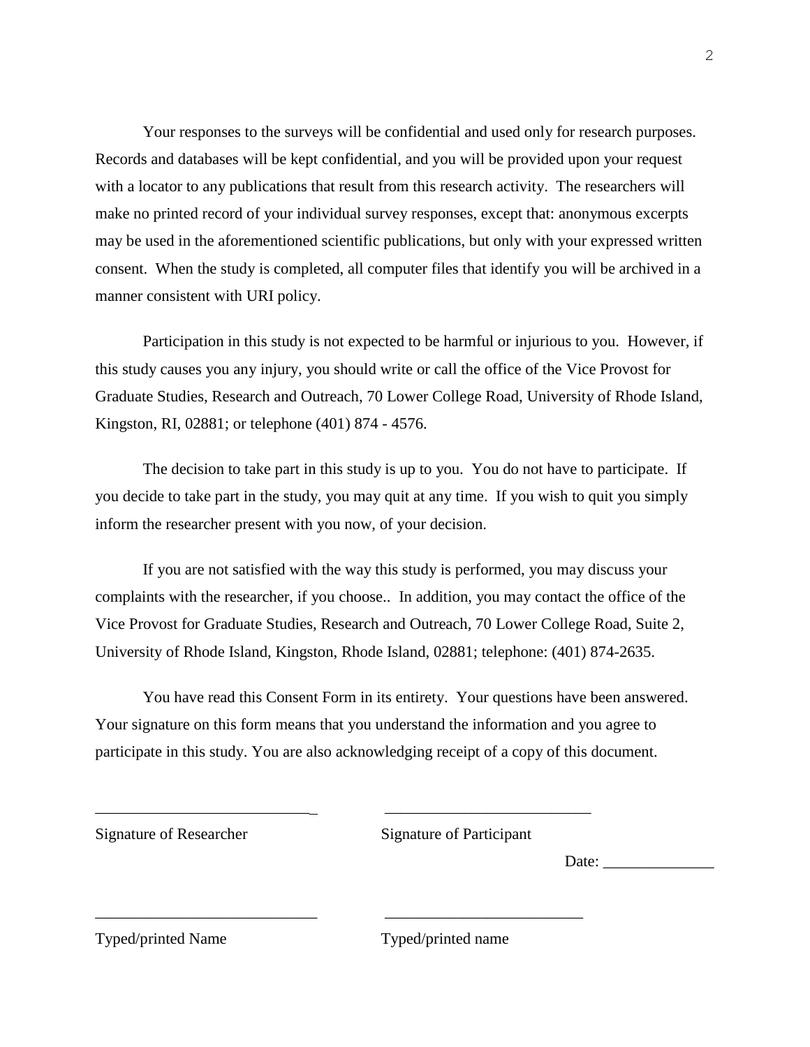Your responses to the surveys will be confidential and used only for research purposes. Records and databases will be kept confidential, and you will be provided upon your request with a locator to any publications that result from this research activity. The researchers will make no printed record of your individual survey responses, except that: anonymous excerpts may be used in the aforementioned scientific publications, but only with your expressed written consent. When the study is completed, all computer files that identify you will be archived in a manner consistent with URI policy.

Participation in this study is not expected to be harmful or injurious to you. However, if this study causes you any injury, you should write or call the office of the Vice Provost for Graduate Studies, Research and Outreach, 70 Lower College Road, University of Rhode Island, Kingston, RI, 02881; or telephone (401) 874 - 4576.

The decision to take part in this study is up to you. You do not have to participate. If you decide to take part in the study, you may quit at any time. If you wish to quit you simply inform the researcher present with you now, of your decision.

If you are not satisfied with the way this study is performed, you may discuss your complaints with the researcher, if you choose.. In addition, you may contact the office of the Vice Provost for Graduate Studies, Research and Outreach, 70 Lower College Road, Suite 2, University of Rhode Island, Kingston, Rhode Island, 02881; telephone: (401) 874-2635.

You have read this Consent Form in its entirety. Your questions have been answered. Your signature on this form means that you understand the information and you agree to participate in this study. You are also acknowledging receipt of a copy of this document.

____________________________ ___________________________

Signature of Researcher Signature of Participant

Date: ______________

____________________________ _________________________

Typed/printed Name Typed/printed name